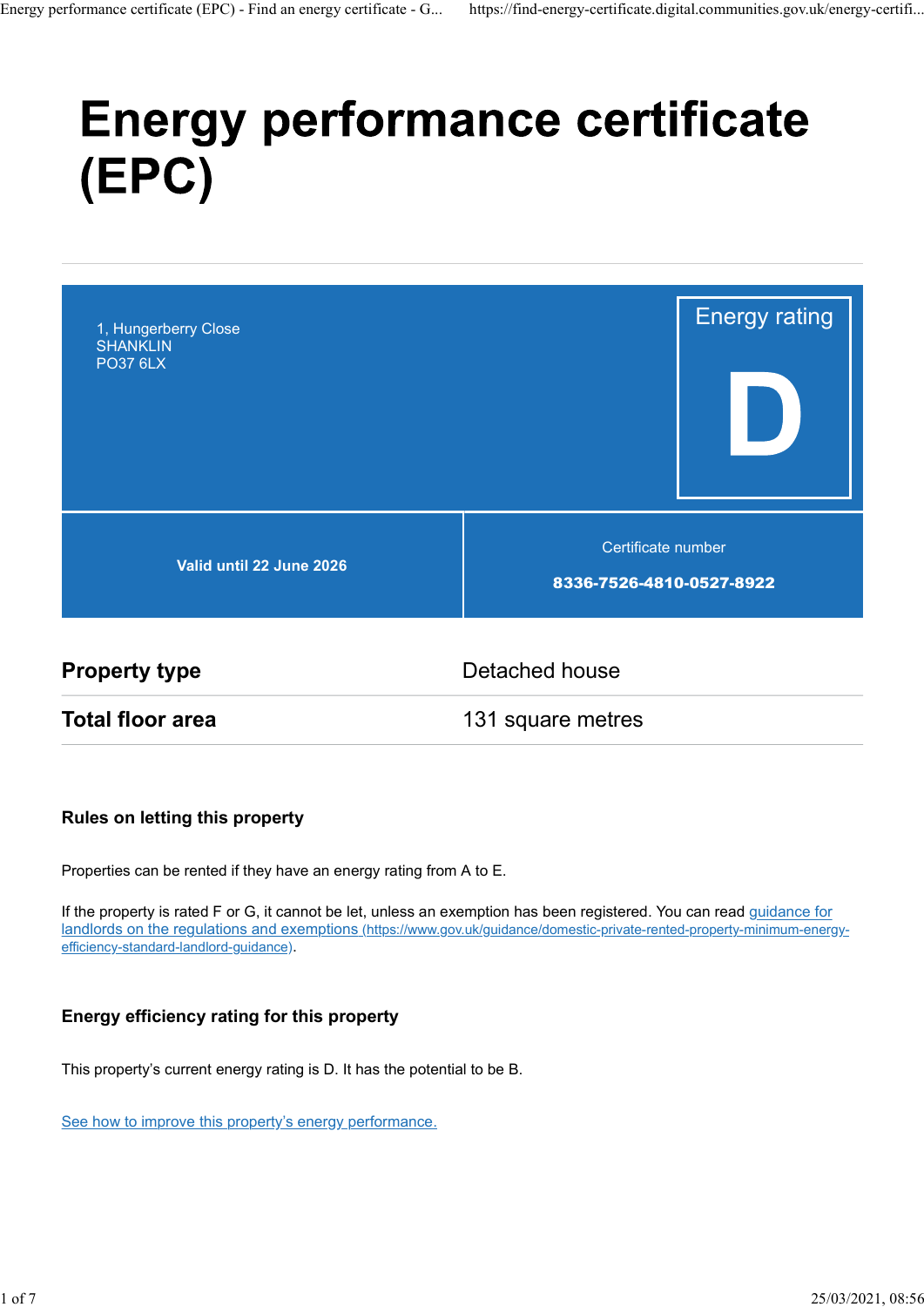# Energy performance certificate (EPC)

1, Hungerberry Close
SHANKLIN
PO37 6LX

Energy rating

**D**

**Valid until 22 June 2026**

Certificate number

**8336-7526-4810-0527-8922**

| | |
|---|---|
| **Property type** | Detached house |
| **Total floor area** | 131 square metres |

### Rules on letting this property

Properties can be rented if they have an energy rating from A to E.

If the property is rated F or G, it cannot be let, unless an exemption has been registered. You can read [guidance for landlords on the regulations and exemptions (https://www.gov.uk/guidance/domestic-private-rented-property-minimum-energy-efficiency-standard-landlord-guidance)](https://www.gov.uk/guidance/domestic-private-rented-property-minimum-energy-efficiency-standard-landlord-guidance).

### Energy efficiency rating for this property

This property's current energy rating is D. It has the potential to be B.

See how to improve this property's energy performance.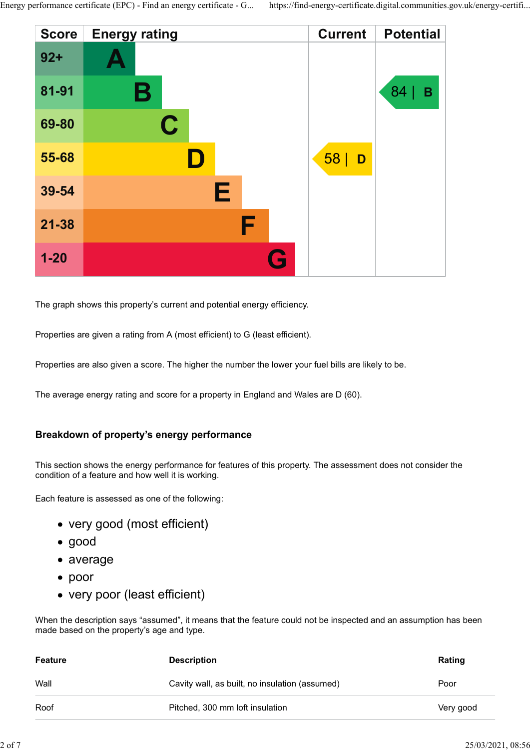| Score | Energy rating | Current | Potential |
|---|---|---|---|
| 92+ | A | | |
| 81-91 | B | | 84 \| B |
| 69-80 | C | | |
| 55-68 | D | 58 \| D | |
| 39-54 | E | | |
| 21-38 | F | | |
| 1-20 | G | | |

The graph shows this property's current and potential energy efficiency.

Properties are given a rating from A (most efficient) to G (least efficient).

Properties are also given a score. The higher the number the lower your fuel bills are likely to be.

The average energy rating and score for a property in England and Wales are D (60).

## Breakdown of property's energy performance

This section shows the energy performance for features of this property. The assessment does not consider the condition of a feature and how well it is working.

Each feature is assessed as one of the following:

- very good (most efficient)
- good
- average
- poor
- very poor (least efficient)

When the description says "assumed", it means that the feature could not be inspected and an assumption has been made based on the property's age and type.

| Feature | Description | Rating |
|---|---|---|
| Wall | Cavity wall, as built, no insulation (assumed) | Poor |
| Roof | Pitched, 300 mm loft insulation | Very good |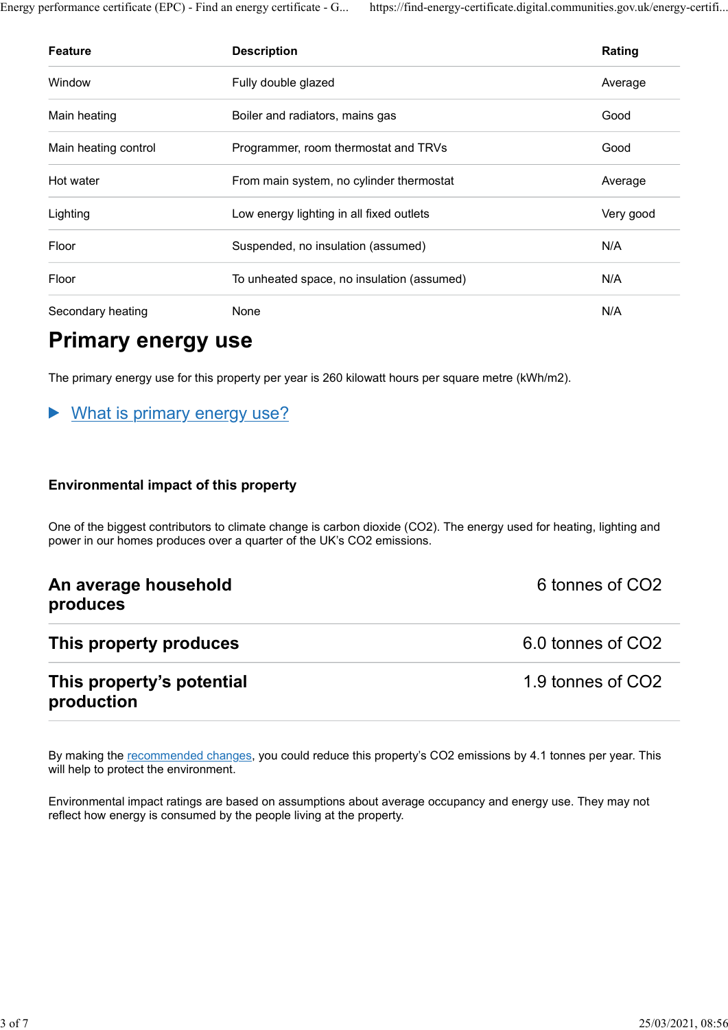| Feature | Description | Rating |
|---|---|---|
| Window | Fully double glazed | Average |
| Main heating | Boiler and radiators, mains gas | Good |
| Main heating control | Programmer, room thermostat and TRVs | Good |
| Hot water | From main system, no cylinder thermostat | Average |
| Lighting | Low energy lighting in all fixed outlets | Very good |
| Floor | Suspended, no insulation (assumed) | N/A |
| Floor | To unheated space, no insulation (assumed) | N/A |
| Secondary heating | None | N/A |

## Primary energy use

The primary energy use for this property per year is 260 kilowatt hours per square metre (kWh/m2).

▶ What is primary energy use?

### Environmental impact of this property

One of the biggest contributors to climate change is carbon dioxide ($CO_2$). The energy used for heating, lighting and power in our homes produces over a quarter of the UK's $CO_2$ emissions.

| | |
|---|---|
| **An average household produces** | 6 tonnes of $CO_2$ |
| **This property produces** | 6.0 tonnes of $CO_2$ |
| **This property's potential production** | 1.9 tonnes of $CO_2$ |

By making the recommended changes, you could reduce this property's $CO_2$ emissions by 4.1 tonnes per year. This will help to protect the environment.

Environmental impact ratings are based on assumptions about average occupancy and energy use. They may not reflect how energy is consumed by the people living at the property.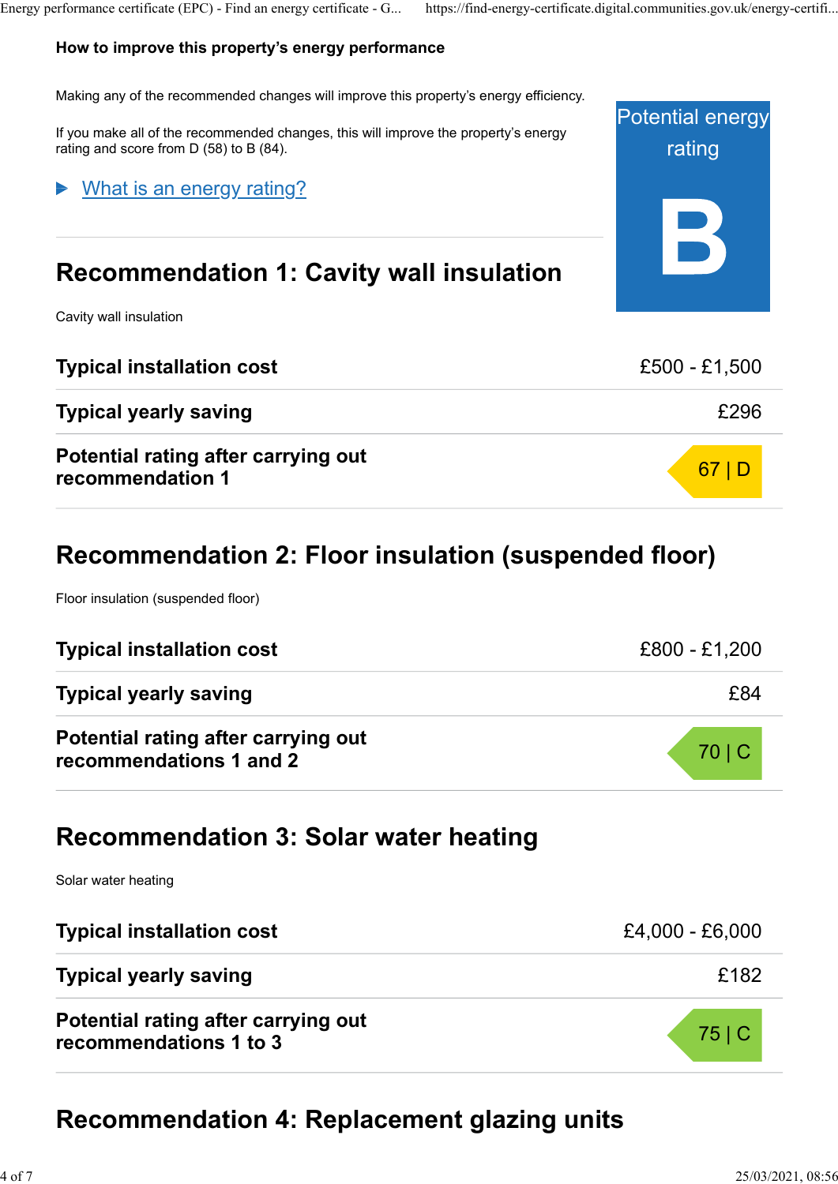### How to improve this property's energy performance

Making any of the recommended changes will improve this property's energy efficiency.

If you make all of the recommended changes, this will improve the property's energy rating and score from D (58) to B (84).

Potential energy rating

**B**

▶ What is an energy rating?

## Recommendation 1: Cavity wall insulation

Cavity wall insulation

| | |
|---|---|
| **Typical installation cost** | £500 - £1,500 |
| **Typical yearly saving** | £296 |
| **Potential rating after carrying out recommendation 1** | 67 \| D |

## Recommendation 2: Floor insulation (suspended floor)

Floor insulation (suspended floor)

| | |
|---|---|
| **Typical installation cost** | £800 - £1,200 |
| **Typical yearly saving** | £84 |
| **Potential rating after carrying out recommendations 1 and 2** | 70 \| C |

## Recommendation 3: Solar water heating

Solar water heating

| | |
|---|---|
| **Typical installation cost** | £4,000 - £6,000 |
| **Typical yearly saving** | £182 |
| **Potential rating after carrying out recommendations 1 to 3** | 75 \| C |

## Recommendation 4: Replacement glazing units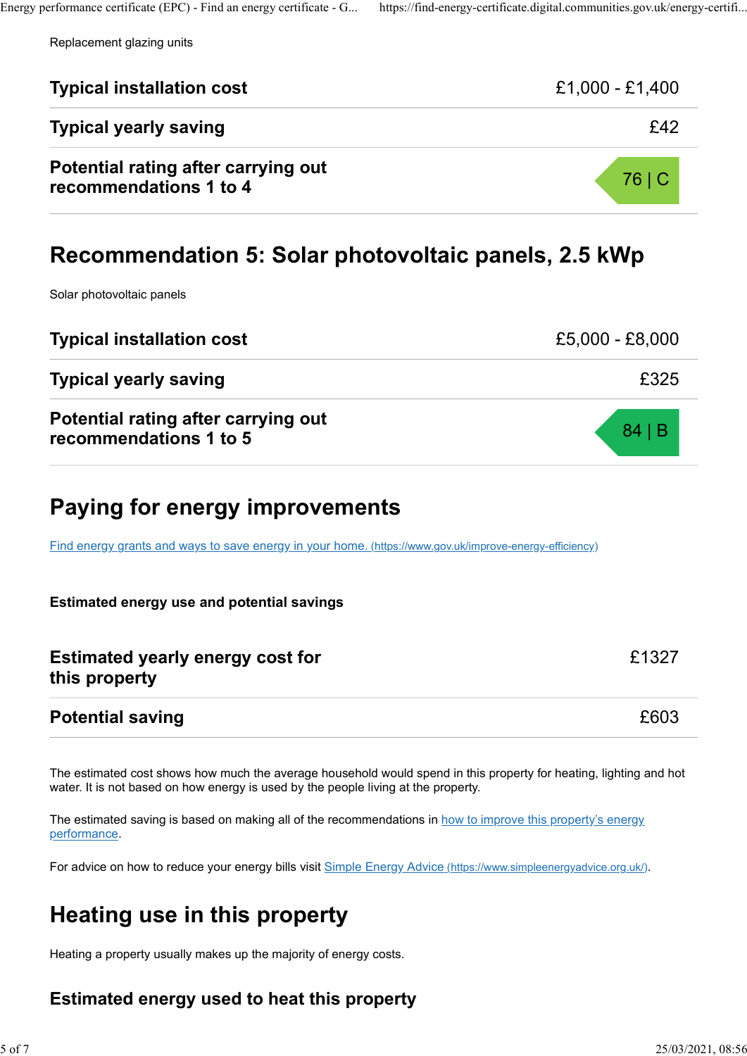Replacement glazing units

| Typical installation cost | £1,000 - £1,400 |
| --- | --- |
| Typical yearly saving | £42 |
| Potential rating after carrying out recommendations 1 to 4 | 76 \| C |

## Recommendation 5: Solar photovoltaic panels, 2.5 kWp

Solar photovoltaic panels

| Typical installation cost | £5,000 - £8,000 |
| --- | --- |
| Typical yearly saving | £325 |
| Potential rating after carrying out recommendations 1 to 5 | 84 \| B |

## Paying for energy improvements

[Find energy grants and ways to save energy in your home. (https://www.gov.uk/improve-energy-efficiency)](https://www.gov.uk/improve-energy-efficiency)

**Estimated energy use and potential savings**

| Estimated yearly energy cost for this property | £1327 |
| --- | --- |
| Potential saving | £603 |

The estimated cost shows how much the average household would spend in this property for heating, lighting and hot water. It is not based on how energy is used by the people living at the property.

The estimated saving is based on making all of the recommendations in how to improve this property's energy performance.

For advice on how to reduce your energy bills visit [Simple Energy Advice (https://www.simpleenergyadvice.org.uk/)](https://www.simpleenergyadvice.org.uk/).

## Heating use in this property

Heating a property usually makes up the majority of energy costs.

### Estimated energy used to heat this property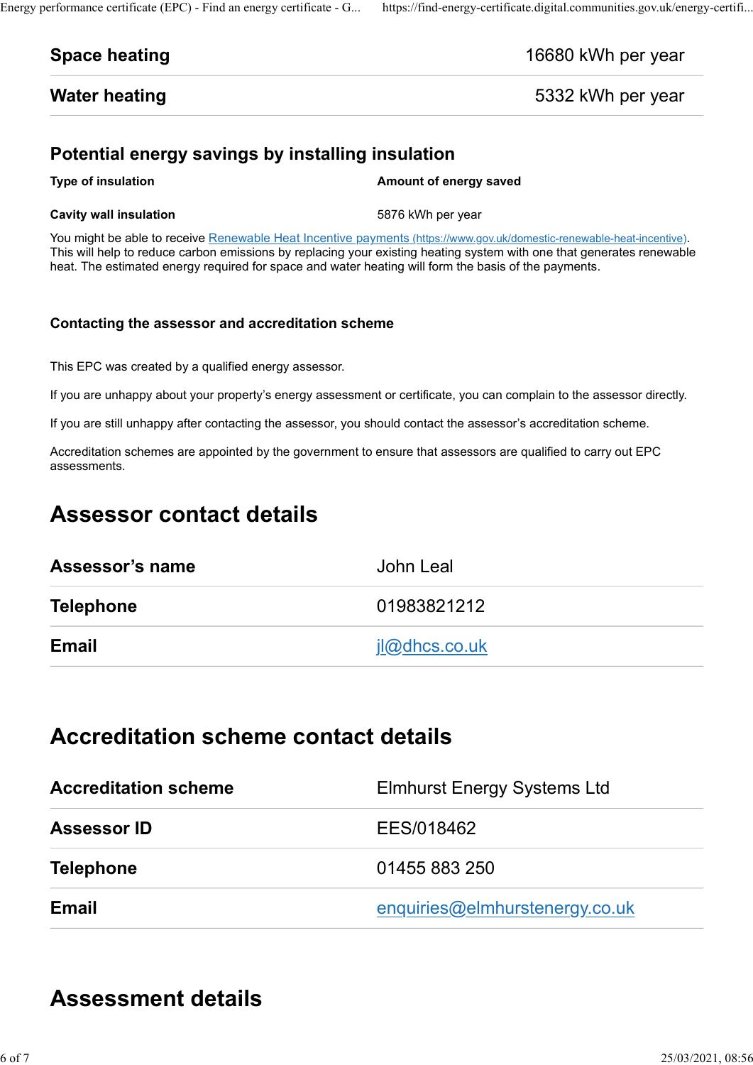| | |
|---|---|
| **Space heating** | 16680 kWh per year |
| **Water heating** | 5332 kWh per year |

## Potential energy savings by installing insulation

| Type of insulation | Amount of energy saved |
|---|---|
| Cavity wall insulation | 5876 kWh per year |

You might be able to receive [Renewable Heat Incentive payments (https://www.gov.uk/domestic-renewable-heat-incentive)](https://www.gov.uk/domestic-renewable-heat-incentive). This will help to reduce carbon emissions by replacing your existing heating system with one that generates renewable heat. The estimated energy required for space and water heating will form the basis of the payments.

### Contacting the assessor and accreditation scheme

This EPC was created by a qualified energy assessor.

If you are unhappy about your property's energy assessment or certificate, you can complain to the assessor directly.

If you are still unhappy after contacting the assessor, you should contact the assessor's accreditation scheme.

Accreditation schemes are appointed by the government to ensure that assessors are qualified to carry out EPC assessments.

## Assessor contact details

| | |
|---|---|
| **Assessor's name** | John Leal |
| **Telephone** | 01983821212 |
| **Email** | [jl@dhcs.co.uk](mailto:jl@dhcs.co.uk) |

## Accreditation scheme contact details

| | |
|---|---|
| **Accreditation scheme** | Elmhurst Energy Systems Ltd |
| **Assessor ID** | EES/018462 |
| **Telephone** | 01455 883 250 |
| **Email** | [enquiries@elmhurstenergy.co.uk](mailto:enquiries@elmhurstenergy.co.uk) |

## Assessment details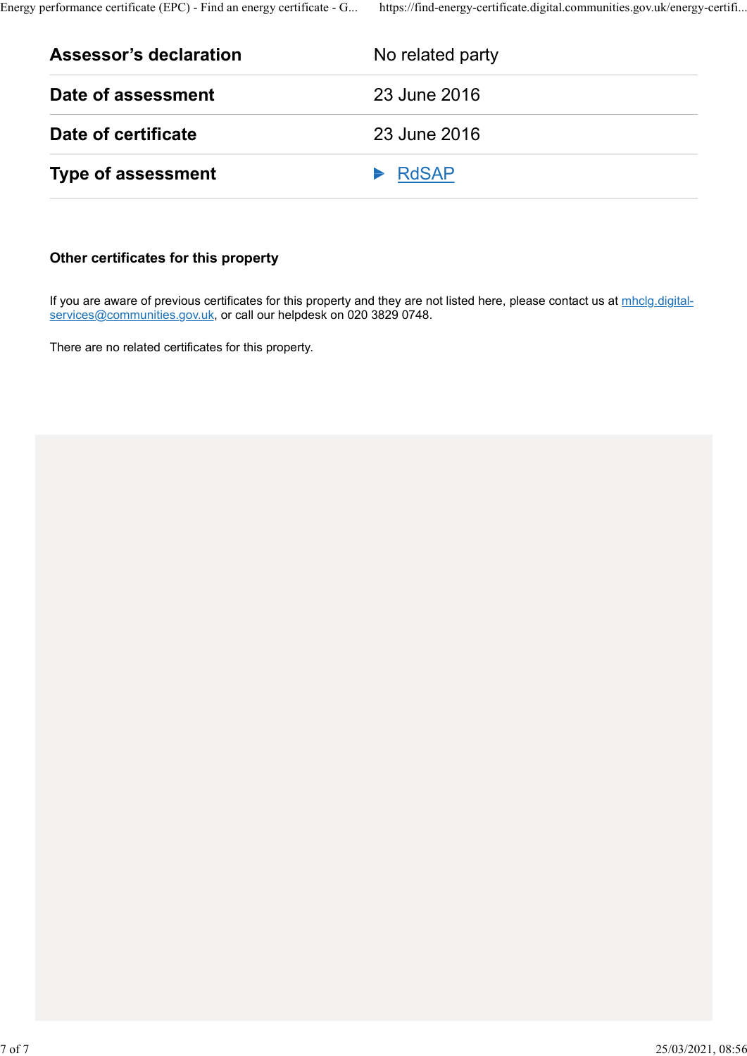| | |
|---|---|
| **Assessor's declaration** | No related party |
| **Date of assessment** | 23 June 2016 |
| **Date of certificate** | 23 June 2016 |
| **Type of assessment** | ▶ RdSAP |

### Other certificates for this property

If you are aware of previous certificates for this property and they are not listed here, please contact us at mhclg.digital-services@communities.gov.uk, or call our helpdesk on 020 3829 0748.

There are no related certificates for this property.